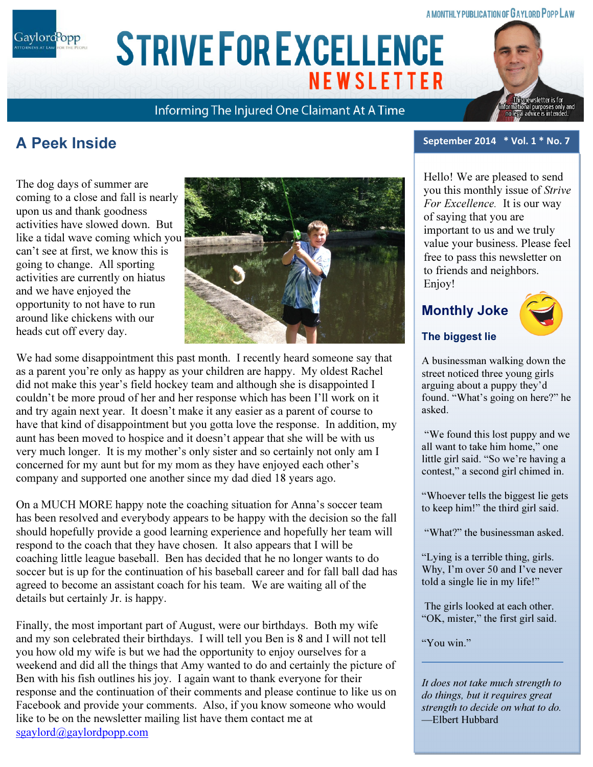A MONTHLY PUBLICATION OF GAYLORD POPP LAW

# STRIVE FOR EXCELLENCE NEWSLETTER

Informing The Injured One Claimant At A Time

This newsletter is for informational purposes only and no legal advice is intended.

## A Peek Inside

The dog days of summer are coming to a close and fall is nearly upon us and thank goodness activities have slowed down. But like a tidal wave coming which you can't see at first, we know this is going to change. All sporting activities are currently on hiatus and we have enjoyed the opportunity to not have to run around like chickens with our heads cut off every day.

We had some disappointment this past month. I recently heard someone say that as a parent you're only as happy as your children are happy. My oldest Rachel did not make this year's field hockey team and although she is disappointed I couldn't be more proud of her and her response which has been I'll work on it and try again next year. It doesn't make it any easier as a parent of course to have that kind of disappointment but you gotta love the response. In addition, my aunt has been moved to hospice and it doesn't appear that she will be with us very much longer. It is my mother's only sister and so certainly not only am I concerned for my aunt but for my mom as they have enjoyed each other's company and supported one another since my dad died 18 years ago.

On a MUCH MORE happy note the coaching situation for Anna's soccer team has been resolved and everybody appears to be happy with the decision so the fall should hopefully provide a good learning experience and hopefully her team will respond to the coach that they have chosen. It also appears that I will be coaching little league baseball. Ben has decided that he no longer wants to do soccer but is up for the continuation of his baseball career and for fall ball dad has agreed to become an assistant coach for his team. We are waiting all of the details but certainly Jr. is happy.

Finally, the most important part of August, were our birthdays. Both my wife and my son celebrated their birthdays. I will tell you Ben is 8 and I will not tell you how old my wife is but we had the opportunity to enjoy ourselves for a weekend and did all the things that Amy wanted to do and certainly the picture of Ben with his fish outlines his joy. I again want to thank everyone for their response and the continuation of their comments and please continue to like us on Facebook and provide your comments. Also, if you know someone who would like to be on the newsletter mailing list have them contact me at sgaylord@gaylordpopp.com

**September 2014 * Vol. 1 * No. 7**

Hello! We are pleased to send you this monthly issue of *Strive For Excellence.* It is our way of saying that you are important to us and we truly value your business. Please feel free to pass this newsletter on to friends and neighbors. Enjoy!

## Monthly Joke

### The biggest lie

A businessman walking down the street noticed three young girls arguing about a puppy they'd found. "What's going on here?" he asked.

"We found this lost puppy and we all want to take him home," one little girl said. "So we're having a contest," a second girl chimed in.

"Whoever tells the biggest lie gets to keep him!" the third girl said.

"What?" the businessman asked.

"Lying is a terrible thing, girls. Why, I'm over 50 and I've never told a single lie in my life!"

The girls looked at each other. "OK, mister," the first girl said.

"You win."

---

*It does not take much strength to do things, but it requires great strength to decide on what to do.*
—Elbert Hubbard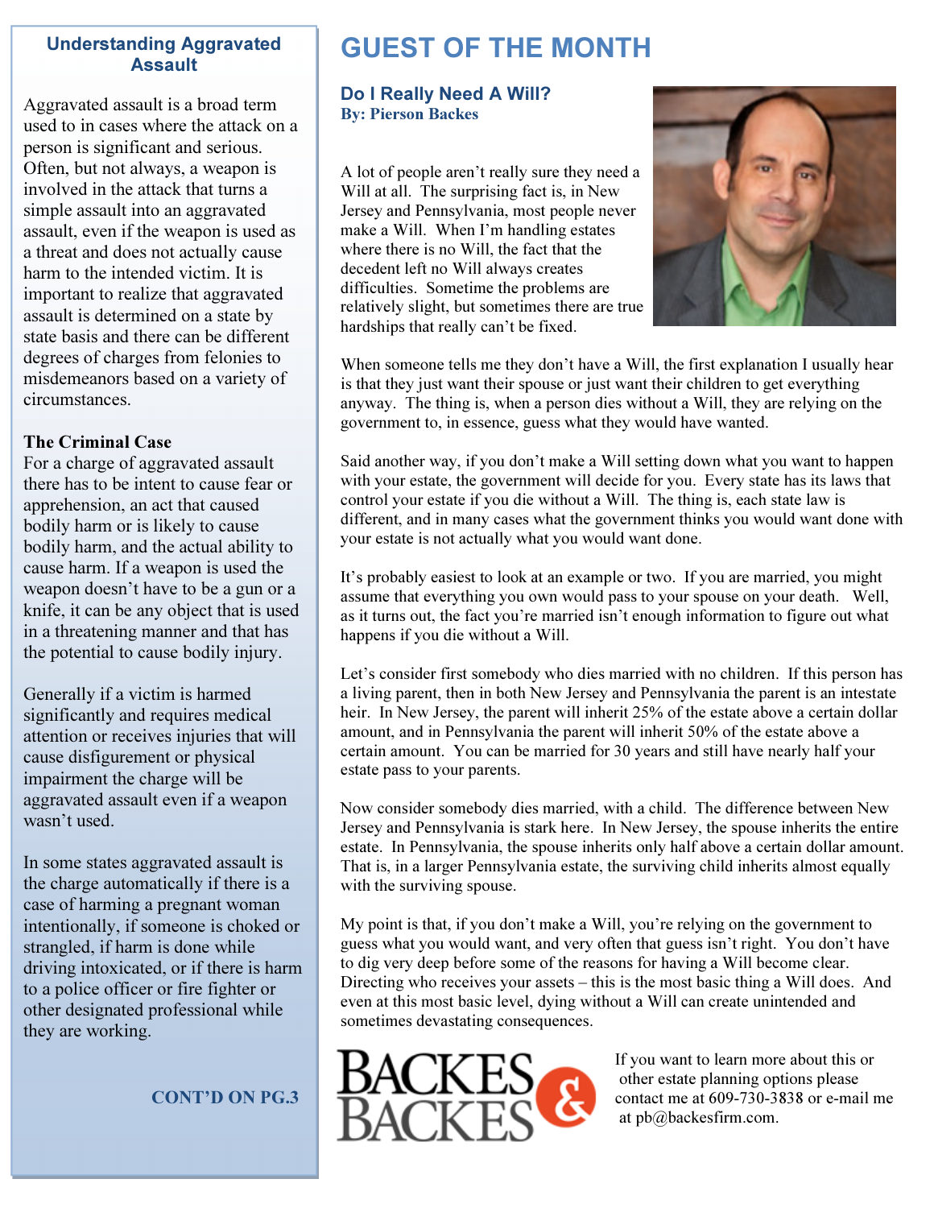## Understanding Aggravated Assault

Aggravated assault is a broad term used to in cases where the attack on a person is significant and serious. Often, but not always, a weapon is involved in the attack that turns a simple assault into an aggravated assault, even if the weapon is used as a threat and does not actually cause harm to the intended victim. It is important to realize that aggravated assault is determined on a state by state basis and there can be different degrees of charges from felonies to misdemeanors based on a variety of circumstances.

**The Criminal Case**

For a charge of aggravated assault there has to be intent to cause fear or apprehension, an act that caused bodily harm or is likely to cause bodily harm, and the actual ability to cause harm. If a weapon is used the weapon doesn't have to be a gun or a knife, it can be any object that is used in a threatening manner and that has the potential to cause bodily injury.

Generally if a victim is harmed significantly and requires medical attention or receives injuries that will cause disfigurement or physical impairment the charge will be aggravated assault even if a weapon wasn't used.

In some states aggravated assault is the charge automatically if there is a case of harming a pregnant woman intentionally, if someone is choked or strangled, if harm is done while driving intoxicated, or if there is harm to a police officer or fire fighter or other designated professional while they are working.

**CONT'D ON PG.3**

# GUEST OF THE MONTH

### Do I Really Need A Will?

**By: Pierson Backes**

A lot of people aren't really sure they need a Will at all. The surprising fact is, in New Jersey and Pennsylvania, most people never make a Will. When I'm handling estates where there is no Will, the fact that the decedent left no Will always creates difficulties. Sometime the problems are relatively slight, but sometimes there are true hardships that really can't be fixed.

When someone tells me they don't have a Will, the first explanation I usually hear is that they just want their spouse or just want their children to get everything anyway. The thing is, when a person dies without a Will, they are relying on the government to, in essence, guess what they would have wanted.

Said another way, if you don't make a Will setting down what you want to happen with your estate, the government will decide for you. Every state has its laws that control your estate if you die without a Will. The thing is, each state law is different, and in many cases what the government thinks you would want done with your estate is not actually what you would want done.

It's probably easiest to look at an example or two. If you are married, you might assume that everything you own would pass to your spouse on your death. Well, as it turns out, the fact you're married isn't enough information to figure out what happens if you die without a Will.

Let's consider first somebody who dies married with no children. If this person has a living parent, then in both New Jersey and Pennsylvania the parent is an intestate heir. In New Jersey, the parent will inherit 25% of the estate above a certain dollar amount, and in Pennsylvania the parent will inherit 50% of the estate above a certain amount. You can be married for 30 years and still have nearly half your estate pass to your parents.

Now consider somebody dies married, with a child. The difference between New Jersey and Pennsylvania is stark here. In New Jersey, the spouse inherits the entire estate. In Pennsylvania, the spouse inherits only half above a certain dollar amount. That is, in a larger Pennsylvania estate, the surviving child inherits almost equally with the surviving spouse.

My point is that, if you don't make a Will, you're relying on the government to guess what you would want, and very often that guess isn't right. You don't have to dig very deep before some of the reasons for having a Will become clear. Directing who receives your assets – this is the most basic thing a Will does. And even at this most basic level, dying without a Will can create unintended and sometimes devastating consequences.

BACKES & BACKES

If you want to learn more about this or other estate planning options please contact me at 609-730-3838 or e-mail me at pb@backesfirm.com.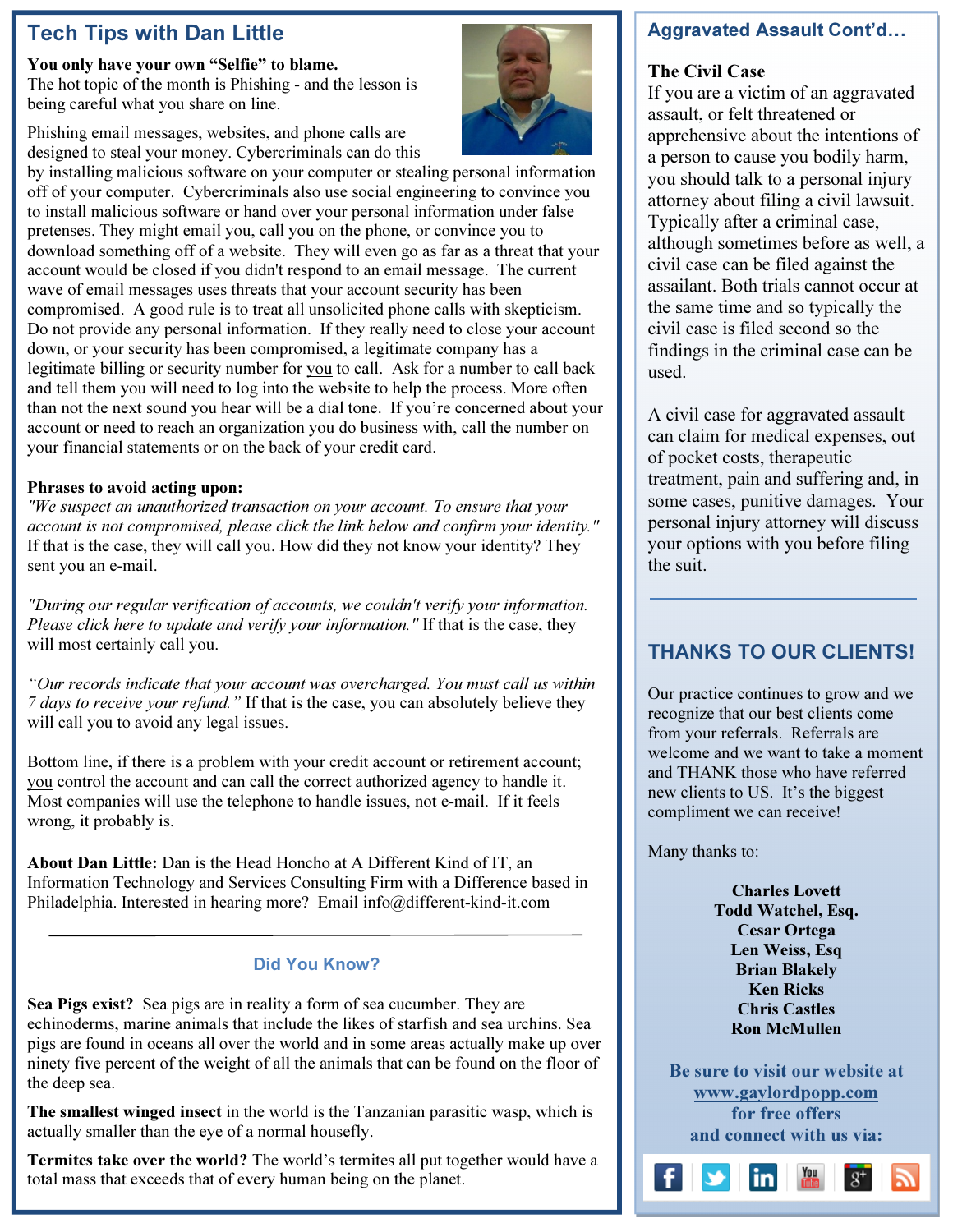## Tech Tips with Dan Little

**You only have your own "Selfie" to blame.**
The hot topic of the month is Phishing - and the lesson is being careful what you share on line.

Phishing email messages, websites, and phone calls are designed to steal your money. Cybercriminals can do this by installing malicious software on your computer or stealing personal information off of your computer. Cybercriminals also use social engineering to convince you to install malicious software or hand over your personal information under false pretenses. They might email you, call you on the phone, or convince you to download something off of a website. They will even go as far as a threat that your account would be closed if you didn't respond to an email message. The current wave of email messages uses threats that your account security has been compromised. A good rule is to treat all unsolicited phone calls with skepticism. Do not provide any personal information. If they really need to close your account down, or your security has been compromised, a legitimate company has a legitimate billing or security number for you to call. Ask for a number to call back and tell them you will need to log into the website to help the process. More often than not the next sound you hear will be a dial tone. If you're concerned about your account or need to reach an organization you do business with, call the number on your financial statements or on the back of your credit card.

**Phrases to avoid acting upon:**
*"We suspect an unauthorized transaction on your account. To ensure that your account is not compromised, please click the link below and confirm your identity."* If that is the case, they will call you. How did they not know your identity? They sent you an e-mail.

*"During our regular verification of accounts, we couldn't verify your information. Please click here to update and verify your information."* If that is the case, they will most certainly call you.

*"Our records indicate that your account was overcharged. You must call us within 7 days to receive your refund."* If that is the case, you can absolutely believe they will call you to avoid any legal issues.

Bottom line, if there is a problem with your credit account or retirement account; you control the account and can call the correct authorized agency to handle it. Most companies will use the telephone to handle issues, not e-mail. If it feels wrong, it probably is.

**About Dan Little:** Dan is the Head Honcho at A Different Kind of IT, an Information Technology and Services Consulting Firm with a Difference based in Philadelphia. Interested in hearing more? Email info@different-kind-it.com

---

### Did You Know?

**Sea Pigs exist?** Sea pigs are in reality a form of sea cucumber. They are echinoderms, marine animals that include the likes of starfish and sea urchins. Sea pigs are found in oceans all over the world and in some areas actually make up over ninety five percent of the weight of all the animals that can be found on the floor of the deep sea.

**The smallest winged insect** in the world is the Tanzanian parasitic wasp, which is actually smaller than the eye of a normal housefly.

**Termites take over the world?** The world's termites all put together would have a total mass that exceeds that of every human being on the planet.

## Aggravated Assault Cont'd…

**The Civil Case**
If you are a victim of an aggravated assault, or felt threatened or apprehensive about the intentions of a person to cause you bodily harm, you should talk to a personal injury attorney about filing a civil lawsuit. Typically after a criminal case, although sometimes before as well, a civil case can be filed against the assailant. Both trials cannot occur at the same time and so typically the civil case is filed second so the findings in the criminal case can be used.

A civil case for aggravated assault can claim for medical expenses, out of pocket costs, therapeutic treatment, pain and suffering and, in some cases, punitive damages. Your personal injury attorney will discuss your options with you before filing the suit.

---

## THANKS TO OUR CLIENTS!

Our practice continues to grow and we recognize that our best clients come from your referrals. Referrals are welcome and we want to take a moment and THANK those who have referred new clients to US. It's the biggest compliment we can receive!

Many thanks to:

**Charles Lovett**
**Todd Watchel, Esq.**
**Cesar Ortega**
**Len Weiss, Esq**
**Brian Blakely**
**Ken Ricks**
**Chris Castles**
**Ron McMullen**

**Be sure to visit our website at www.gaylordpopp.com for free offers and connect with us via:**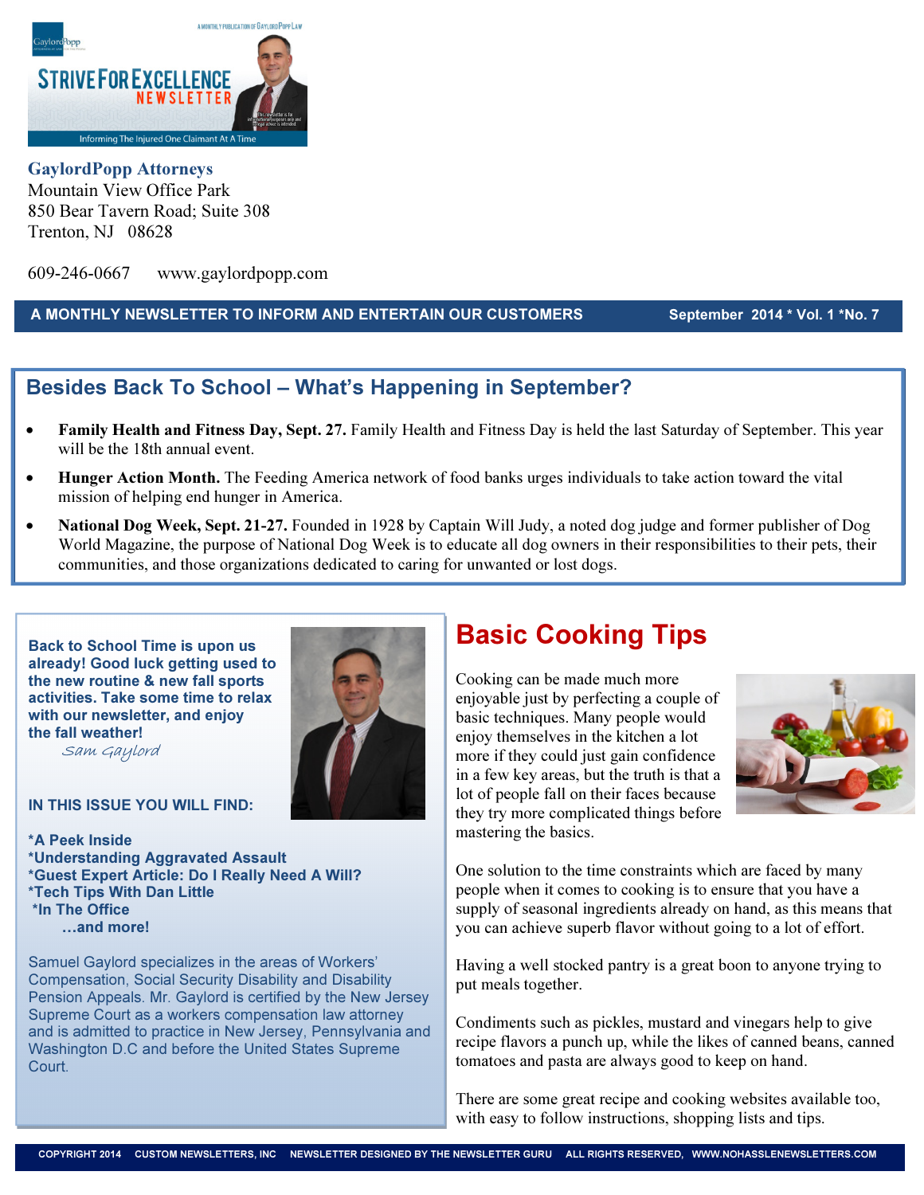**GaylordPopp Attorneys**
Mountain View Office Park
850 Bear Tavern Road; Suite 308
Trenton, NJ 08628

609-246-0667 www.gaylordpopp.com

**A MONTHLY NEWSLETTER TO INFORM AND ENTERTAIN OUR CUSTOMERS** — September 2014 * Vol. 1 *No. 7

## Besides Back To School – What's Happening in September?

- **Family Health and Fitness Day, Sept. 27.** Family Health and Fitness Day is held the last Saturday of September. This year will be the 18th annual event.
- **Hunger Action Month.** The Feeding America network of food banks urges individuals to take action toward the vital mission of helping end hunger in America.
- **National Dog Week, Sept. 21-27.** Founded in 1928 by Captain Will Judy, a noted dog judge and former publisher of Dog World Magazine, the purpose of National Dog Week is to educate all dog owners in their responsibilities to their pets, their communities, and those organizations dedicated to caring for unwanted or lost dogs.

**Back to School Time is upon us already! Good luck getting used to the new routine & new fall sports activities. Take some time to relax with our newsletter, and enjoy the fall weather!**

*Sam Gaylord*

**IN THIS ISSUE YOU WILL FIND:**

**\*A Peek Inside**
**\*Understanding Aggravated Assault**
**\*Guest Expert Article: Do I Really Need A Will?**
**\*Tech Tips With Dan Little**
**\*In The Office**
**…and more!**

Samuel Gaylord specializes in the areas of Workers' Compensation, Social Security Disability and Disability Pension Appeals. Mr. Gaylord is certified by the New Jersey Supreme Court as a workers compensation law attorney and is admitted to practice in New Jersey, Pennsylvania and Washington D.C and before the United States Supreme Court.

# Basic Cooking Tips

Cooking can be made much more enjoyable just by perfecting a couple of basic techniques. Many people would enjoy themselves in the kitchen a lot more if they could just gain confidence in a few key areas, but the truth is that a lot of people fall on their faces because they try more complicated things before mastering the basics.

One solution to the time constraints which are faced by many people when it comes to cooking is to ensure that you have a supply of seasonal ingredients already on hand, as this means that you can achieve superb flavor without going to a lot of effort.

Having a well stocked pantry is a great boon to anyone trying to put meals together.

Condiments such as pickles, mustard and vinegars help to give recipe flavors a punch up, while the likes of canned beans, canned tomatoes and pasta are always good to keep on hand.

There are some great recipe and cooking websites available too, with easy to follow instructions, shopping lists and tips.